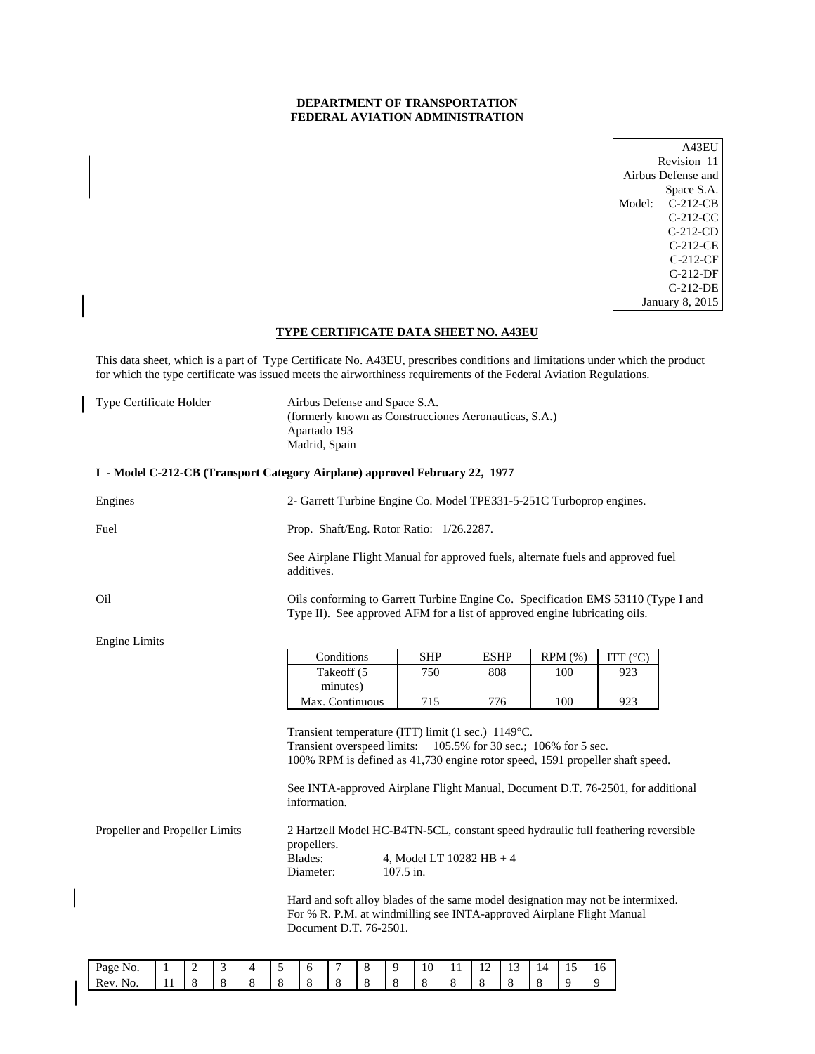**DEPARTMENT OF TRANSPORTATION**
**FEDERAL AVIATION ADMINISTRATION**

A43EU
Revision 11
Airbus Defense and Space S.A.
Model: C-212-CB
C-212-CC
C-212-CD
C-212-CE
C-212-CF
C-212-DF
C-212-DE
January 8, 2015

## TYPE CERTIFICATE DATA SHEET NO. A43EU

This data sheet, which is a part of Type Certificate No. A43EU, prescribes conditions and limitations under which the product for which the type certificate was issued meets the airworthiness requirements of the Federal Aviation Regulations.

Type Certificate Holder

Airbus Defense and Space S.A.
(formerly known as Construcciones Aeronauticas, S.A.)
Apartado 193
Madrid, Spain

### I - Model C-212-CB (Transport Category Airplane) approved February 22, 1977

Engines

2- Garrett Turbine Engine Co. Model TPE331-5-251C Turboprop engines.

Fuel

Prop. Shaft/Eng. Rotor Ratio: 1/26.2287.

See Airplane Flight Manual for approved fuels, alternate fuels and approved fuel additives.

Oil

Oils conforming to Garrett Turbine Engine Co. Specification EMS 53110 (Type I and Type II). See approved AFM for a list of approved engine lubricating oils.

Engine Limits

| Conditions | SHP | ESHP | RPM (%) | ITT (°C) |
|---|---|---|---|---|
| Takeoff (5 minutes) | 750 | 808 | 100 | 923 |
| Max. Continuous | 715 | 776 | 100 | 923 |

Transient temperature (ITT) limit (1 sec.) 1149°C.
Transient overspeed limits: 105.5% for 30 sec.; 106% for 5 sec.
100% RPM is defined as 41,730 engine rotor speed, 1591 propeller shaft speed.

See INTA-approved Airplane Flight Manual, Document D.T. 76-2501, for additional information.

Propeller and Propeller Limits

2 Hartzell Model HC-B4TN-5CL, constant speed hydraulic full feathering reversible propellers.
Blades: 4, Model LT 10282 HB + 4
Diameter: 107.5 in.

Hard and soft alloy blades of the same model designation may not be intermixed.
For % R. P.M. at windmilling see INTA-approved Airplane Flight Manual Document D.T. 76-2501.

| Page No. | 1 | 2 | 3 | 4 | 5 | 6 | 7 | 8 | 9 | 10 | 11 | 12 | 13 | 14 | 15 | 16 |
|---|---|---|---|---|---|---|---|---|---|---|---|---|---|---|---|---|
| Rev. No. | 11 | 8 | 8 | 8 | 8 | 8 | 8 | 8 | 8 | 8 | 8 | 8 | 8 | 8 | 9 | 9 |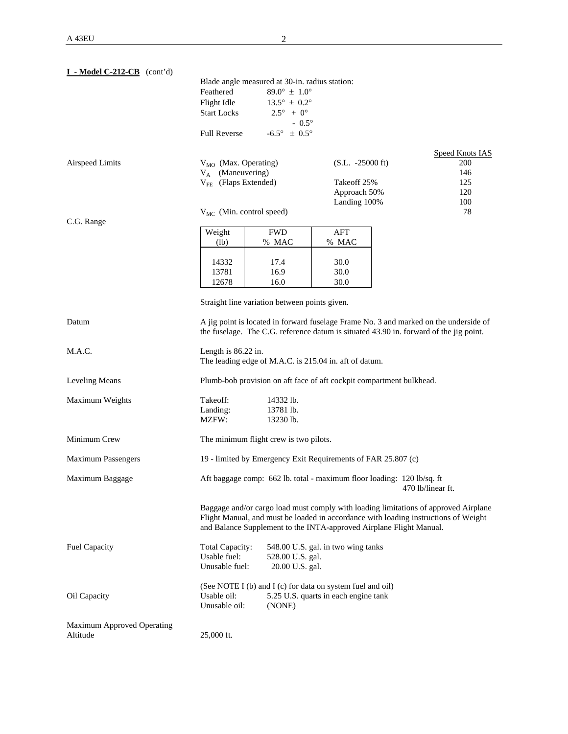**I - Model C-212-CB** (cont'd)

Blade angle measured at 30-in. radius station:

| | |
|---|---|
| Feathered | 89.0° ± 1.0° |
| Flight Idle | 13.5° ± 0.2° |
| Start Locks | 2.5° + 0° - 0.5° |
| Full Reverse | -6.5° ± 0.5° |

**Airspeed Limits**

| | | Speed Knots IAS |
|---|---|---|
| $V_{MO}$ (Max. Operating) | (S.L. -25000 ft) | 200 |
| $V_A$ (Maneuvering) | | 146 |
| $V_{FE}$ (Flaps Extended) | Takeoff 25% | 125 |
| | Approach 50% | 120 |
| | Landing 100% | 100 |
| $V_{MC}$ (Min. control speed) | | 78 |

**C.G. Range**

| Weight (lb) | FWD % MAC | AFT % MAC |
|---|---|---|
| 14332 | 17.4 | 30.0 |
| 13781 | 16.9 | 30.0 |
| 12678 | 16.0 | 30.0 |

Straight line variation between points given.

**Datum**

A jig point is located in forward fuselage Frame No. 3 and marked on the underside of the fuselage. The C.G. reference datum is situated 43.90 in. forward of the jig point.

**M.A.C.**

Length is 86.22 in.
The leading edge of M.A.C. is 215.04 in. aft of datum.

**Leveling Means**

Plumb-bob provision on aft face of aft cockpit compartment bulkhead.

**Maximum Weights**

| | |
|---|---|
| Takeoff: | 14332 lb. |
| Landing: | 13781 lb. |
| MZFW: | 13230 lb. |

**Minimum Crew**

The minimum flight crew is two pilots.

**Maximum Passengers**

19 - limited by Emergency Exit Requirements of FAR 25.807 (c)

**Maximum Baggage**

Aft baggage comp: 662 lb. total - maximum floor loading: 120 lb/sq. ft
470 lb/linear ft.

Baggage and/or cargo load must comply with loading limitations of approved Airplane Flight Manual, and must be loaded in accordance with loading instructions of Weight and Balance Supplement to the INTA-approved Airplane Flight Manual.

**Fuel Capacity**

| | |
|---|---|
| Total Capacity: | 548.00 U.S. gal. in two wing tanks |
| Usable fuel: | 528.00 U.S. gal. |
| Unusable fuel: | 20.00 U.S. gal. |

(See NOTE I (b) and I (c) for data on system fuel and oil)

**Oil Capacity**

| | |
|---|---|
| Usable oil: | 5.25 U.S. quarts in each engine tank |
| Unusable oil: | (NONE) |

**Maximum Approved Operating Altitude**

25,000 ft.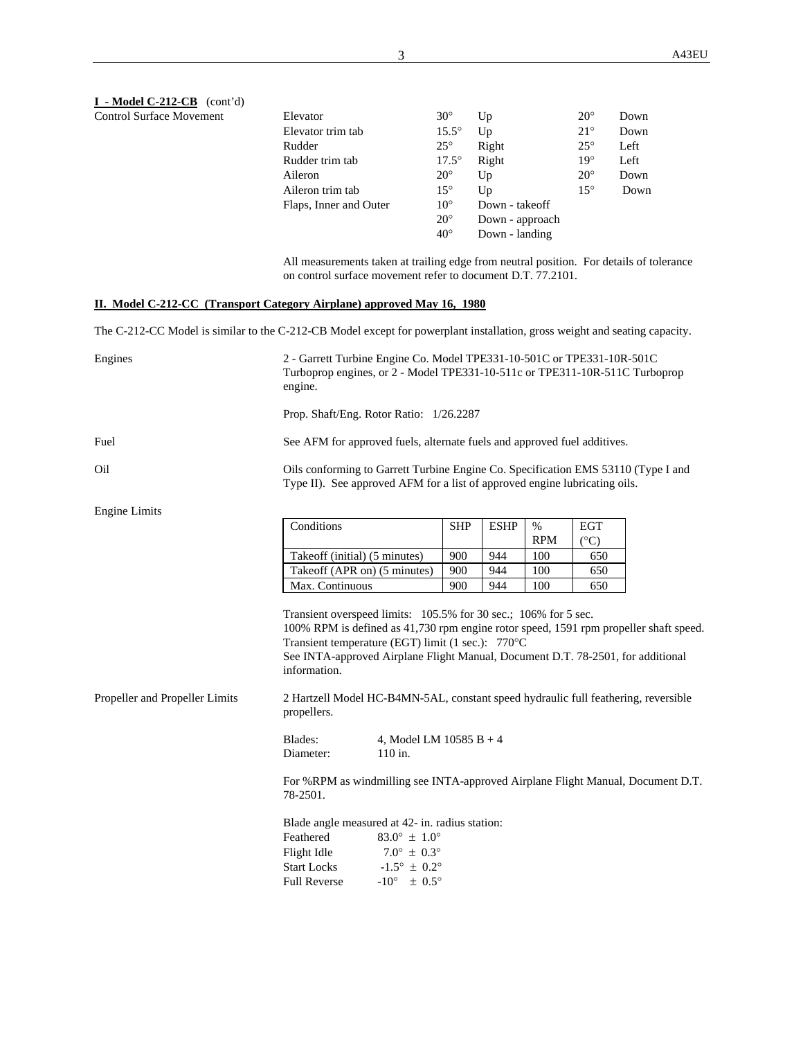**I - Model C-212-CB** (cont'd)

Control Surface Movement

| | | | | |
|---|---|---|---|---|
| Elevator | 30° | Up | 20° | Down |
| Elevator trim tab | 15.5° | Up | 21° | Down |
| Rudder | 25° | Right | 25° | Left |
| Rudder trim tab | 17.5° | Right | 19° | Left |
| Aileron | 20° | Up | 20° | Down |
| Aileron trim tab | 15° | Up | 15° | Down |
| Flaps, Inner and Outer | 10° | Down - takeoff | | |
| | 20° | Down - approach | | |
| | 40° | Down - landing | | |

All measurements taken at trailing edge from neutral position. For details of tolerance on control surface movement refer to document D.T. 77.2101.

## II. Model C-212-CC (Transport Category Airplane) approved May 16, 1980

The C-212-CC Model is similar to the C-212-CB Model except for powerplant installation, gross weight and seating capacity.

Engines

2 - Garrett Turbine Engine Co. Model TPE331-10-501C or TPE331-10R-501C Turboprop engines, or 2 - Model TPE331-10-511c or TPE311-10R-511C Turboprop engine.

Prop. Shaft/Eng. Rotor Ratio: 1/26.2287

Fuel

See AFM for approved fuels, alternate fuels and approved fuel additives.

Oil

Oils conforming to Garrett Turbine Engine Co. Specification EMS 53110 (Type I and Type II). See approved AFM for a list of approved engine lubricating oils.

Engine Limits

| Conditions | SHP | ESHP | % RPM | EGT (°C) |
|---|---|---|---|---|
| Takeoff (initial) (5 minutes) | 900 | 944 | 100 | 650 |
| Takeoff (APR on) (5 minutes) | 900 | 944 | 100 | 650 |
| Max. Continuous | 900 | 944 | 100 | 650 |

Transient overspeed limits: 105.5% for 30 sec.; 106% for 5 sec.
100% RPM is defined as 41,730 rpm engine rotor speed, 1591 rpm propeller shaft speed.
Transient temperature (EGT) limit (1 sec.): 770°C
See INTA-approved Airplane Flight Manual, Document D.T. 78-2501, for additional information.

Propeller and Propeller Limits

2 Hartzell Model HC-B4MN-5AL, constant speed hydraulic full feathering, reversible propellers.

Blades: 4, Model LM 10585 B + 4
Diameter: 110 in.

For %RPM as windmilling see INTA-approved Airplane Flight Manual, Document D.T. 78-2501.

Blade angle measured at 42- in. radius station:

| | |
|---|---|
| Feathered | 83.0° ± 1.0° |
| Flight Idle | 7.0° ± 0.3° |
| Start Locks | -1.5° ± 0.2° |
| Full Reverse | -10° ± 0.5° |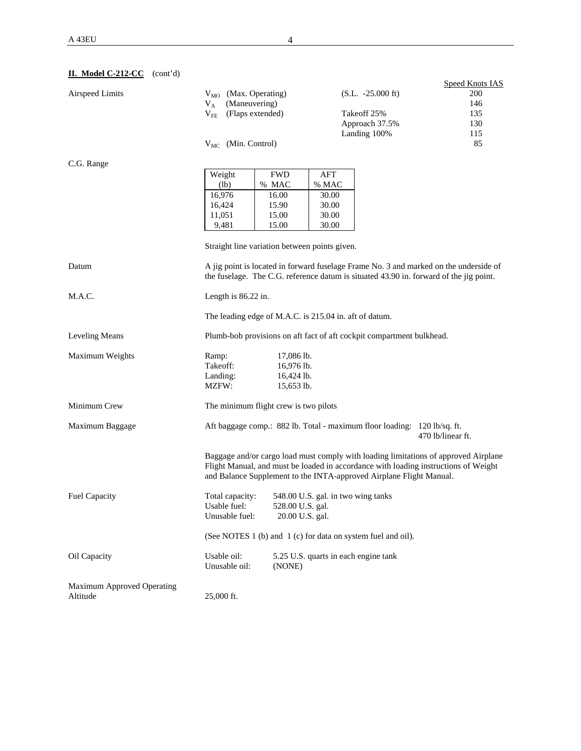## II. Model C-212-CC (cont'd)

**Airspeed Limits**

| | | Speed Knots IAS |
|---|---|---|
| $V_{MO}$ (Max. Operating) | (S.L. -25.000 ft) | 200 |
| $V_A$ (Maneuvering) | | 146 |
| $V_{FE}$ (Flaps extended) | Takeoff 25% | 135 |
| | Approach 37.5% | 130 |
| | Landing 100% | 115 |
| $V_{MC}$ (Min. Control) | | 85 |

**C.G. Range**

| Weight (lb) | FWD % MAC | AFT % MAC |
|---|---|---|
| 16,976 | 16.00 | 30.00 |
| 16,424 | 15.90 | 30.00 |
| 11,051 | 15.00 | 30.00 |
| 9,481 | 15.00 | 30.00 |

Straight line variation between points given.

**Datum**

A jig point is located in forward fuselage Frame No. 3 and marked on the underside of the fuselage. The C.G. reference datum is situated 43.90 in. forward of the jig point.

**M.A.C.**

Length is 86.22 in.

The leading edge of M.A.C. is 215.04 in. aft of datum.

**Leveling Means**

Plumb-bob provisions on aft fact of aft cockpit compartment bulkhead.

**Maximum Weights**

Ramp: 17,086 lb.
Takeoff: 16,976 lb.
Landing: 16,424 lb.
MZFW: 15,653 lb.

**Minimum Crew**

The minimum flight crew is two pilots

**Maximum Baggage**

Aft baggage comp.: 882 lb. Total - maximum floor loading: 120 lb/sq. ft.
470 lb/linear ft.

Baggage and/or cargo load must comply with loading limitations of approved Airplane Flight Manual, and must be loaded in accordance with loading instructions of Weight and Balance Supplement to the INTA-approved Airplane Flight Manual.

**Fuel Capacity**

Total capacity: 548.00 U.S. gal. in two wing tanks
Usable fuel: 528.00 U.S. gal.
Unusable fuel: 20.00 U.S. gal.

(See NOTES 1 (b) and 1 (c) for data on system fuel and oil).

**Oil Capacity**

Usable oil: 5.25 U.S. quarts in each engine tank
Unusable oil: (NONE)

**Maximum Approved Operating Altitude**

25,000 ft.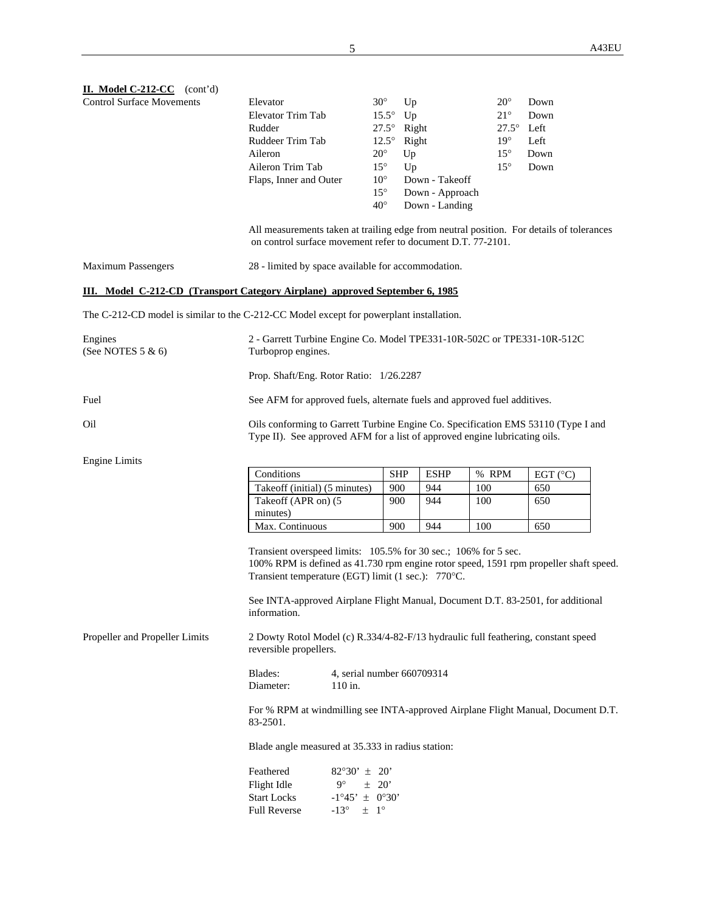**II. Model C-212-CC** (cont'd)

Control Surface Movements

| | | | | |
|---|---|---|---|---|
| Elevator | 30° | Up | 20° | Down |
| Elevator Trim Tab | 15.5° | Up | 21° | Down |
| Rudder | 27.5° | Right | 27.5° | Left |
| Ruddeer Trim Tab | 12.5° | Right | 19° | Left |
| Aileron | 20° | Up | 15° | Down |
| Aileron Trim Tab | 15° | Up | 15° | Down |
| Flaps, Inner and Outer | 10° | Down - Takeoff | | |
| | 15° | Down - Approach | | |
| | 40° | Down - Landing | | |

All measurements taken at trailing edge from neutral position. For details of tolerances on control surface movement refer to document D.T. 77-2101.

Maximum Passengers — 28 - limited by space available for accommodation.

**III. Model C-212-CD (Transport Category Airplane) approved September 6, 1985**

The C-212-CD model is similar to the C-212-CC Model except for powerplant installation.

Engines (See NOTES 5 & 6) — 2 - Garrett Turbine Engine Co. Model TPE331-10R-502C or TPE331-10R-512C Turboprop engines.

Prop. Shaft/Eng. Rotor Ratio: 1/26.2287

Fuel — See AFM for approved fuels, alternate fuels and approved fuel additives.

Oil — Oils conforming to Garrett Turbine Engine Co. Specification EMS 53110 (Type I and Type II). See approved AFM for a list of approved engine lubricating oils.

Engine Limits

| Conditions | SHP | ESHP | % RPM | EGT (°C) |
|---|---|---|---|---|
| Takeoff (initial) (5 minutes) | 900 | 944 | 100 | 650 |
| Takeoff (APR on) (5 minutes) | 900 | 944 | 100 | 650 |
| Max. Continuous | 900 | 944 | 100 | 650 |

Transient overspeed limits: 105.5% for 30 sec.; 106% for 5 sec.
100% RPM is defined as 41.730 rpm engine rotor speed, 1591 rpm propeller shaft speed.
Transient temperature (EGT) limit (1 sec.): 770°C.

See INTA-approved Airplane Flight Manual, Document D.T. 83-2501, for additional information.

Propeller and Propeller Limits — 2 Dowty Rotol Model (c) R.334/4-82-F/13 hydraulic full feathering, constant speed reversible propellers.

Blades: 4, serial number 660709314
Diameter: 110 in.

For % RPM at windmilling see INTA-approved Airplane Flight Manual, Document D.T. 83-2501.

Blade angle measured at 35.333 in radius station:

| | |
|---|---|
| Feathered | 82°30' ± 20' |
| Flight Idle | 9° ± 20' |
| Start Locks | -1°45' ± 0°30' |
| Full Reverse | -13° ± 1° |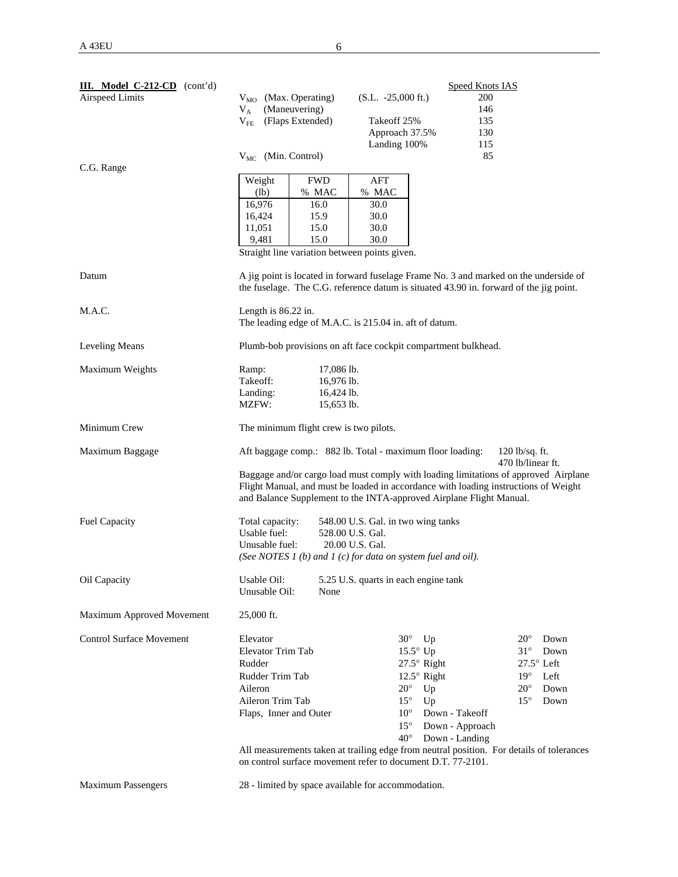**III. Model C-212-CD** (cont'd)

**Airspeed Limits**

| | | Speed Knots IAS |
|---|---|---|
| $V_{MO}$ (Max. Operating) | (S.L. -25,000 ft.) | 200 |
| $V_A$ (Maneuvering) | | 146 |
| $V_{FE}$ (Flaps Extended) | Takeoff 25% | 135 |
| | Approach 37.5% | 130 |
| | Landing 100% | 115 |
| $V_{MC}$ (Min. Control) | | 85 |

**C.G. Range**

| Weight (lb) | FWD % MAC | AFT % MAC |
|---|---|---|
| 16,976 | 16.0 | 30.0 |
| 16,424 | 15.9 | 30.0 |
| 11,051 | 15.0 | 30.0 |
| 9,481 | 15.0 | 30.0 |

Straight line variation between points given.

**Datum**

A jig point is located in forward fuselage Frame No. 3 and marked on the underside of the fuselage. The C.G. reference datum is situated 43.90 in. forward of the jig point.

**M.A.C.**

Length is 86.22 in.
The leading edge of M.A.C. is 215.04 in. aft of datum.

**Leveling Means**

Plumb-bob provisions on aft face cockpit compartment bulkhead.

**Maximum Weights**

Ramp: 17,086 lb.
Takeoff: 16,976 lb.
Landing: 16,424 lb.
MZFW: 15,653 lb.

**Minimum Crew**

The minimum flight crew is two pilots.

**Maximum Baggage**

Aft baggage comp.: 882 lb. Total - maximum floor loading: 120 lb/sq. ft. 470 lb/linear ft.

Baggage and/or cargo load must comply with loading limitations of approved Airplane Flight Manual, and must be loaded in accordance with loading instructions of Weight and Balance Supplement to the INTA-approved Airplane Flight Manual.

**Fuel Capacity**

Total capacity: 548.00 U.S. Gal. in two wing tanks
Usable fuel: 528.00 U.S. Gal.
Unusable fuel: 20.00 U.S. Gal.
*(See NOTES 1 (b) and 1 (c) for data on system fuel and oil).*

**Oil Capacity**

Usable Oil: 5.25 U.S. quarts in each engine tank
Unusable Oil: None

**Maximum Approved Movement**

25,000 ft.

**Control Surface Movement**

| | | |
|---|---|---|
| Elevator | 30° Up | 20° Down |
| Elevator Trim Tab | 15.5° Up | 31° Down |
| Rudder | 27.5° Right | 27.5° Left |
| Rudder Trim Tab | 12.5° Right | 19° Left |
| Aileron | 20° Up | 20° Down |
| Aileron Trim Tab | 15° Up | 15° Down |
| Flaps, Inner and Outer | 10° Down - Takeoff | |
| | 15° Down - Approach | |
| | 40° Down - Landing | |

All measurements taken at trailing edge from neutral position. For details of tolerances on control surface movement refer to document D.T. 77-2101.

**Maximum Passengers**

28 - limited by space available for accommodation.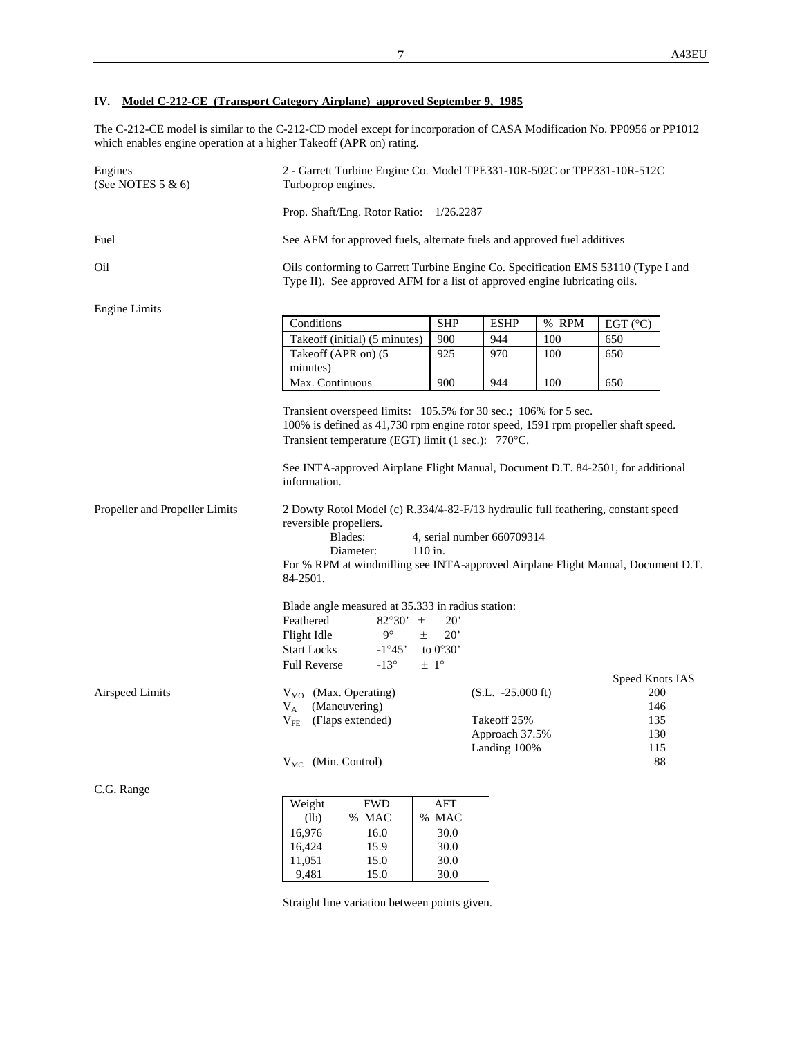## IV. Model C-212-CE (Transport Category Airplane) approved September 9, 1985

The C-212-CE model is similar to the C-212-CD model except for incorporation of CASA Modification No. PP0956 or PP1012 which enables engine operation at a higher Takeoff (APR on) rating.

**Engines (See NOTES 5 & 6)**

2 - Garrett Turbine Engine Co. Model TPE331-10R-502C or TPE331-10R-512C Turboprop engines.

Prop. Shaft/Eng. Rotor Ratio: 1/26.2287

**Fuel**

See AFM for approved fuels, alternate fuels and approved fuel additives

**Oil**

Oils conforming to Garrett Turbine Engine Co. Specification EMS 53110 (Type I and Type II). See approved AFM for a list of approved engine lubricating oils.

**Engine Limits**

| Conditions | SHP | ESHP | % RPM | EGT (°C) |
|---|---|---|---|---|
| Takeoff (initial) (5 minutes) | 900 | 944 | 100 | 650 |
| Takeoff (APR on) (5 minutes) | 925 | 970 | 100 | 650 |
| Max. Continuous | 900 | 944 | 100 | 650 |

Transient overspeed limits: 105.5% for 30 sec.; 106% for 5 sec.
100% is defined as 41,730 rpm engine rotor speed, 1591 rpm propeller shaft speed.
Transient temperature (EGT) limit (1 sec.): 770°C.

See INTA-approved Airplane Flight Manual, Document D.T. 84-2501, for additional information.

**Propeller and Propeller Limits**

2 Dowty Rotol Model (c) R.334/4-82-F/13 hydraulic full feathering, constant speed reversible propellers.

Blades: 4, serial number 660709314
Diameter: 110 in.

For % RPM at windmilling see INTA-approved Airplane Flight Manual, Document D.T. 84-2501.

Blade angle measured at 35.333 in radius station:

| | | |
|---|---|---|
| Feathered | 82°30' | ± 20' |
| Flight Idle | 9° | ± 20' |
| Start Locks | -1°45' | to 0°30' |
| Full Reverse | -13° | ± 1° |

**Airspeed Limits**

| | | Speed Knots IAS |
|---|---|---|
| $V_{MO}$ (Max. Operating) | (S.L. -25.000 ft) | 200 |
| $V_A$ (Maneuvering) | | 146 |
| $V_{FE}$ (Flaps extended) | Takeoff 25% | 135 |
| | Approach 37.5% | 130 |
| | Landing 100% | 115 |
| $V_{MC}$ (Min. Control) | | 88 |

**C.G. Range**

| Weight (lb) | FWD % MAC | AFT % MAC |
|---|---|---|
| 16,976 | 16.0 | 30.0 |
| 16,424 | 15.9 | 30.0 |
| 11,051 | 15.0 | 30.0 |
| 9,481 | 15.0 | 30.0 |

Straight line variation between points given.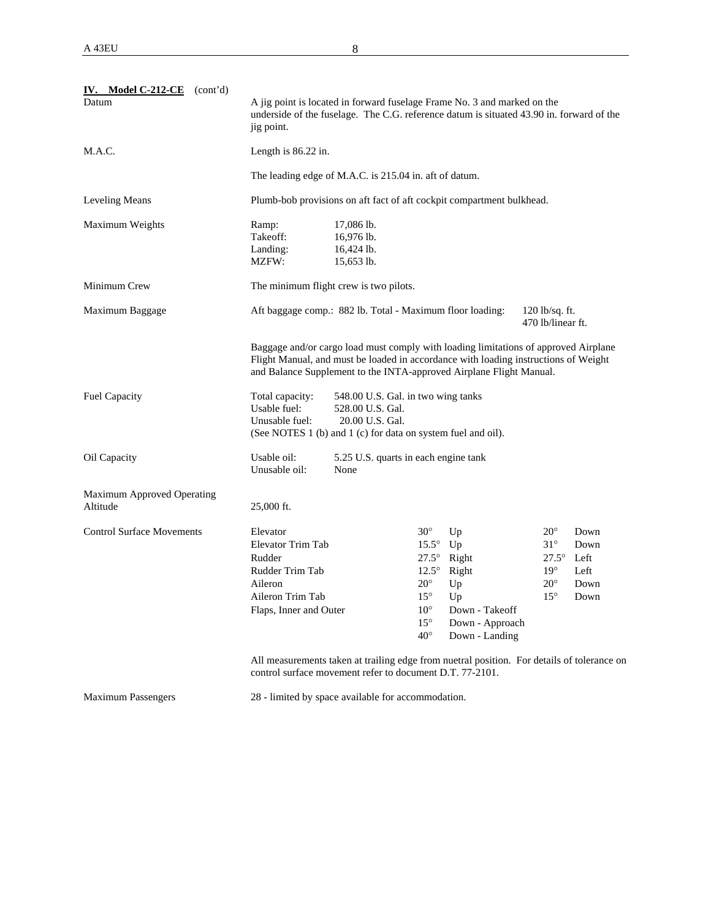**IV. Model C-212-CE** (cont'd)

| | |
|---|---|
| Datum | A jig point is located in forward fuselage Frame No. 3 and marked on the underside of the fuselage. The C.G. reference datum is situated 43.90 in. forward of the jig point. |
| M.A.C. | Length is 86.22 in.<br><br>The leading edge of M.A.C. is 215.04 in. aft of datum. |
| Leveling Means | Plumb-bob provisions on aft fact of aft cockpit compartment bulkhead. |
| Maximum Weights | Ramp: 17,086 lb.<br>Takeoff: 16,976 lb.<br>Landing: 16,424 lb.<br>MZFW: 15,653 lb. |
| Minimum Crew | The minimum flight crew is two pilots. |
| Maximum Baggage | Aft baggage comp.: 882 lb. Total - Maximum floor loading: 120 lb/sq. ft. 470 lb/linear ft.<br><br>Baggage and/or cargo load must comply with loading limitations of approved Airplane Flight Manual, and must be loaded in accordance with loading instructions of Weight and Balance Supplement to the INTA-approved Airplane Flight Manual. |
| Fuel Capacity | Total capacity: 548.00 U.S. Gal. in two wing tanks<br>Usable fuel: 528.00 U.S. Gal.<br>Unusable fuel: 20.00 U.S. Gal.<br>(See NOTES 1 (b) and 1 (c) for data on system fuel and oil). |
| Oil Capacity | Usable oil: 5.25 U.S. quarts in each engine tank<br>Unusable oil: None |
| Maximum Approved Operating Altitude | 25,000 ft. |

**Control Surface Movements**

| Surface | | | | |
|---|---|---|---|---|
| Elevator | 30° | Up | 20° | Down |
| Elevator Trim Tab | 15.5° | Up | 31° | Down |
| Rudder | 27.5° | Right | 27.5° | Left |
| Rudder Trim Tab | 12.5° | Right | 19° | Left |
| Aileron | 20° | Up | 20° | Down |
| Aileron Trim Tab | 15° | Up | 15° | Down |
| Flaps, Inner and Outer | 10° | Down - Takeoff | | |
| | 15° | Down - Approach | | |
| | 40° | Down - Landing | | |

All measurements taken at trailing edge from nuetral position. For details of tolerance on control surface movement refer to document D.T. 77-2101.

| | |
|---|---|
| Maximum Passengers | 28 - limited by space available for accommodation. |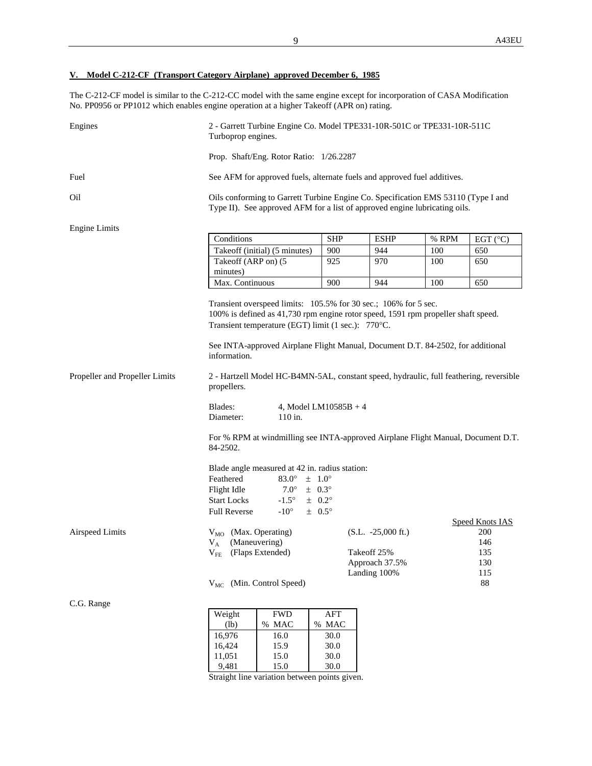## V. Model C-212-CF (Transport Category Airplane) approved December 6, 1985

The C-212-CF model is similar to the C-212-CC model with the same engine except for incorporation of CASA Modification No. PP0956 or PP1012 which enables engine operation at a higher Takeoff (APR on) rating.

Engines

2 - Garrett Turbine Engine Co. Model TPE331-10R-501C or TPE331-10R-511C Turboprop engines.

Prop. Shaft/Eng. Rotor Ratio: 1/26.2287

Fuel

See AFM for approved fuels, alternate fuels and approved fuel additives.

Oil

Oils conforming to Garrett Turbine Engine Co. Specification EMS 53110 (Type I and Type II). See approved AFM for a list of approved engine lubricating oils.

Engine Limits

| Conditions | SHP | ESHP | % RPM | EGT (°C) |
|---|---|---|---|---|
| Takeoff (initial) (5 minutes) | 900 | 944 | 100 | 650 |
| Takeoff (ARP on) (5 minutes) | 925 | 970 | 100 | 650 |
| Max. Continuous | 900 | 944 | 100 | 650 |

Transient overspeed limits: 105.5% for 30 sec.; 106% for 5 sec.
100% is defined as 41,730 rpm engine rotor speed, 1591 rpm propeller shaft speed.
Transient temperature (EGT) limit (1 sec.): 770°C.

See INTA-approved Airplane Flight Manual, Document D.T. 84-2502, for additional information.

Propeller and Propeller Limits

2 - Hartzell Model HC-B4MN-5AL, constant speed, hydraulic, full feathering, reversible propellers.

Blades: 4, Model LM10585B + 4
Diameter: 110 in.

For % RPM at windmilling see INTA-approved Airplane Flight Manual, Document D.T. 84-2502.

Blade angle measured at 42 in. radius station:

| | | |
|---|---|---|
| Feathered | 83.0° | ± 1.0° |
| Flight Idle | 7.0° | ± 0.3° |
| Start Locks | -1.5° | ± 0.2° |
| Full Reverse | -10° | ± 0.5° |

Airspeed Limits

| | | Speed Knots IAS |
|---|---|---|
| $V_{MO}$ (Max. Operating) | (S.L. -25,000 ft.) | 200 |
| $V_A$ (Maneuvering) | | 146 |
| $V_{FE}$ (Flaps Extended) | Takeoff 25% | 135 |
| | Approach 37.5% | 130 |
| | Landing 100% | 115 |
| $V_{MC}$ (Min. Control Speed) | | 88 |

C.G. Range

| Weight (lb) | FWD % MAC | AFT % MAC |
|---|---|---|
| 16,976 | 16.0 | 30.0 |
| 16,424 | 15.9 | 30.0 |
| 11,051 | 15.0 | 30.0 |
| 9,481 | 15.0 | 30.0 |

Straight line variation between points given.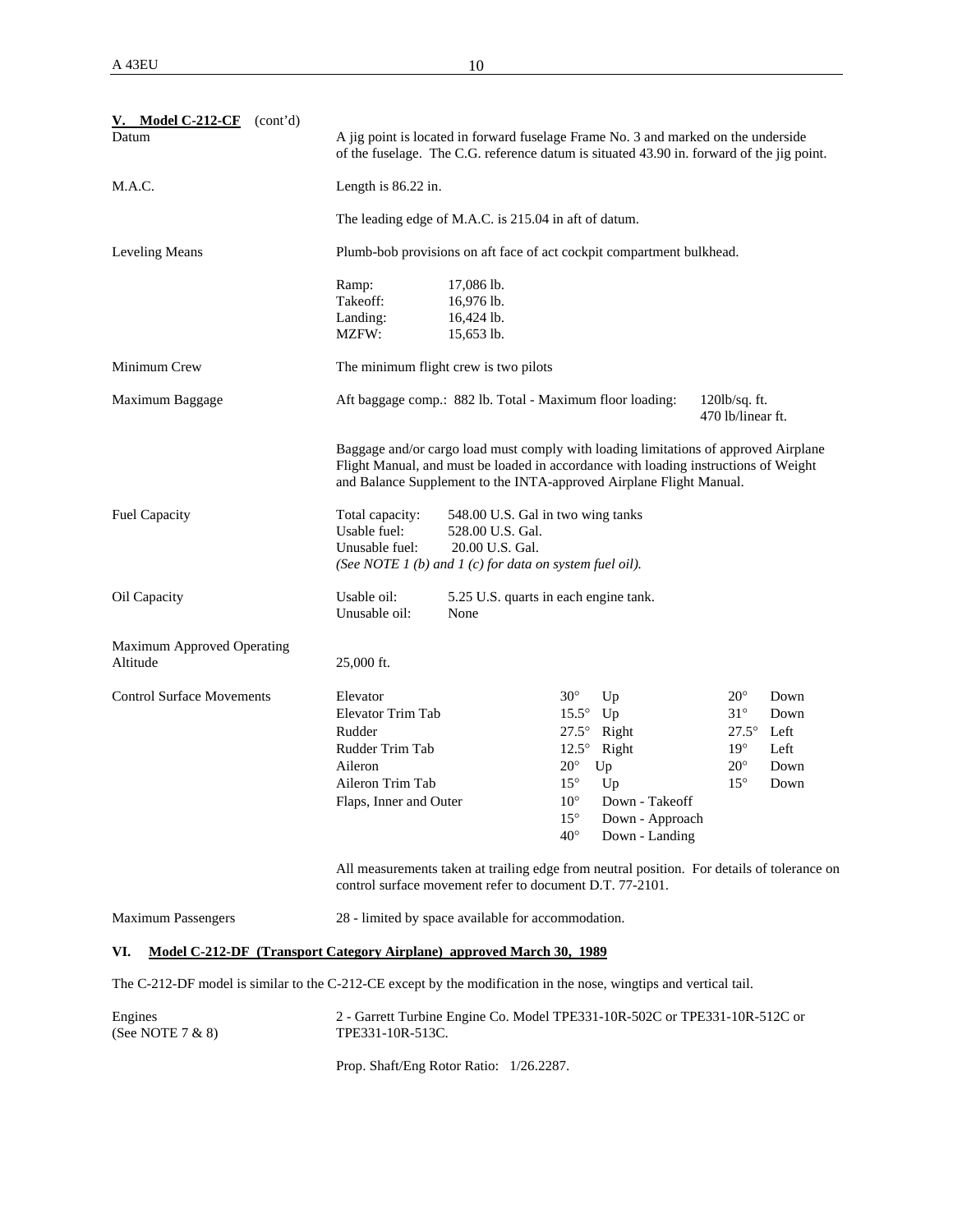**V. Model C-212-CF** (cont'd)

| | |
|---|---|
| Datum | A jig point is located in forward fuselage Frame No. 3 and marked on the underside of the fuselage. The C.G. reference datum is situated 43.90 in. forward of the jig point. |
| M.A.C. | Length is 86.22 in. |
| | The leading edge of M.A.C. is 215.04 in aft of datum. |
| Leveling Means | Plumb-bob provisions on aft face of act cockpit compartment bulkhead. |
| | Ramp: 17,086 lb.<br>Takeoff: 16,976 lb.<br>Landing: 16,424 lb.<br>MZFW: 15,653 lb. |
| Minimum Crew | The minimum flight crew is two pilots |
| Maximum Baggage | Aft baggage comp.: 882 lb. Total - Maximum floor loading: 120lb/sq. ft. 470 lb/linear ft. |
| | Baggage and/or cargo load must comply with loading limitations of approved Airplane Flight Manual, and must be loaded in accordance with loading instructions of Weight and Balance Supplement to the INTA-approved Airplane Flight Manual. |
| Fuel Capacity | Total capacity: 548.00 U.S. Gal in two wing tanks<br>Usable fuel: 528.00 U.S. Gal.<br>Unusable fuel: 20.00 U.S. Gal.<br>*(See NOTE 1 (b) and 1 (c) for data on system fuel oil).* |
| Oil Capacity | Usable oil: 5.25 U.S. quarts in each engine tank.<br>Unusable oil: None |
| Maximum Approved Operating Altitude | 25,000 ft. |

**Control Surface Movements**

| | | |
|---|---|---|
| Elevator | 30° Up | 20° Down |
| Elevator Trim Tab | 15.5° Up | 31° Down |
| Rudder | 27.5° Right | 27.5° Left |
| Rudder Trim Tab | 12.5° Right | 19° Left |
| Aileron | 20° Up | 20° Down |
| Aileron Trim Tab | 15° Up | 15° Down |
| Flaps, Inner and Outer | 10° Down - Takeoff<br>15° Down - Approach<br>40° Down - Landing | |

All measurements taken at trailing edge from neutral position. For details of tolerance on control surface movement refer to document D.T. 77-2101.

Maximum Passengers: 28 - limited by space available for accommodation.

## VI. Model C-212-DF (Transport Category Airplane) approved March 30, 1989

The C-212-DF model is similar to the C-212-CE except by the modification in the nose, wingtips and vertical tail.

| | |
|---|---|
| Engines (See NOTE 7 & 8) | 2 - Garrett Turbine Engine Co. Model TPE331-10R-502C or TPE331-10R-512C or TPE331-10R-513C. |
| | Prop. Shaft/Eng Rotor Ratio: 1/26.2287. |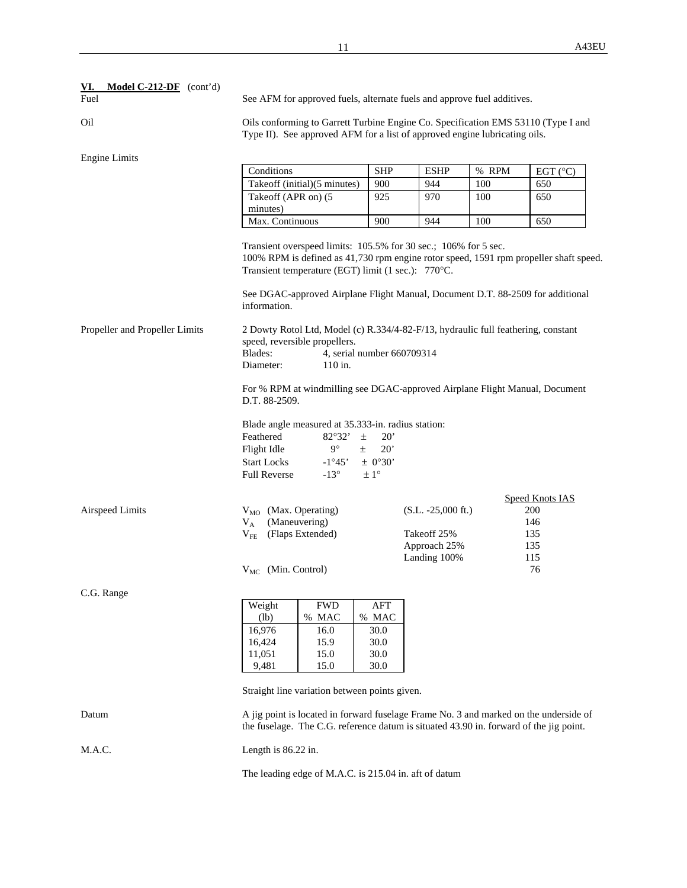**VI. Model C-212-DF** (cont'd)

Fuel

See AFM for approved fuels, alternate fuels and approve fuel additives.

Oil

Oils conforming to Garrett Turbine Engine Co. Specification EMS 53110 (Type I and Type II). See approved AFM for a list of approved engine lubricating oils.

Engine Limits

| Conditions | SHP | ESHP | % RPM | EGT (°C) |
|---|---|---|---|---|
| Takeoff (initial)(5 minutes) | 900 | 944 | 100 | 650 |
| Takeoff (APR on) (5 minutes) | 925 | 970 | 100 | 650 |
| Max. Continuous | 900 | 944 | 100 | 650 |

Transient overspeed limits: 105.5% for 30 sec.; 106% for 5 sec.
100% RPM is defined as 41,730 rpm engine rotor speed, 1591 rpm propeller shaft speed.
Transient temperature (EGT) limit (1 sec.): 770°C.

See DGAC-approved Airplane Flight Manual, Document D.T. 88-2509 for additional information.

Propeller and Propeller Limits

2 Dowty Rotol Ltd, Model (c) R.334/4-82-F/13, hydraulic full feathering, constant speed, reversible propellers.
Blades: 4, serial number 660709314
Diameter: 110 in.

For % RPM at windmilling see DGAC-approved Airplane Flight Manual, Document D.T. 88-2509.

Blade angle measured at 35.333-in. radius station:

| | | |
|---|---|---|
| Feathered | 82°32' | ± 20' |
| Flight Idle | 9° | ± 20' |
| Start Locks | -1°45' | ± 0°30' |
| Full Reverse | -13° | ± 1° |

Airspeed Limits

| | | Speed Knots IAS |
|---|---|---|
| $V_{MO}$ (Max. Operating) | (S.L. -25,000 ft.) | 200 |
| $V_A$ (Maneuvering) | | 146 |
| $V_{FE}$ (Flaps Extended) | Takeoff 25% | 135 |
| | Approach 25% | 135 |
| | Landing 100% | 115 |
| $V_{MC}$ (Min. Control) | | 76 |

C.G. Range

| Weight (lb) | FWD % MAC | AFT % MAC |
|---|---|---|
| 16,976 | 16.0 | 30.0 |
| 16,424 | 15.9 | 30.0 |
| 11,051 | 15.0 | 30.0 |
| 9,481 | 15.0 | 30.0 |

Straight line variation between points given.

Datum

A jig point is located in forward fuselage Frame No. 3 and marked on the underside of the fuselage. The C.G. reference datum is situated 43.90 in. forward of the jig point.

M.A.C.

Length is 86.22 in.

The leading edge of M.A.C. is 215.04 in. aft of datum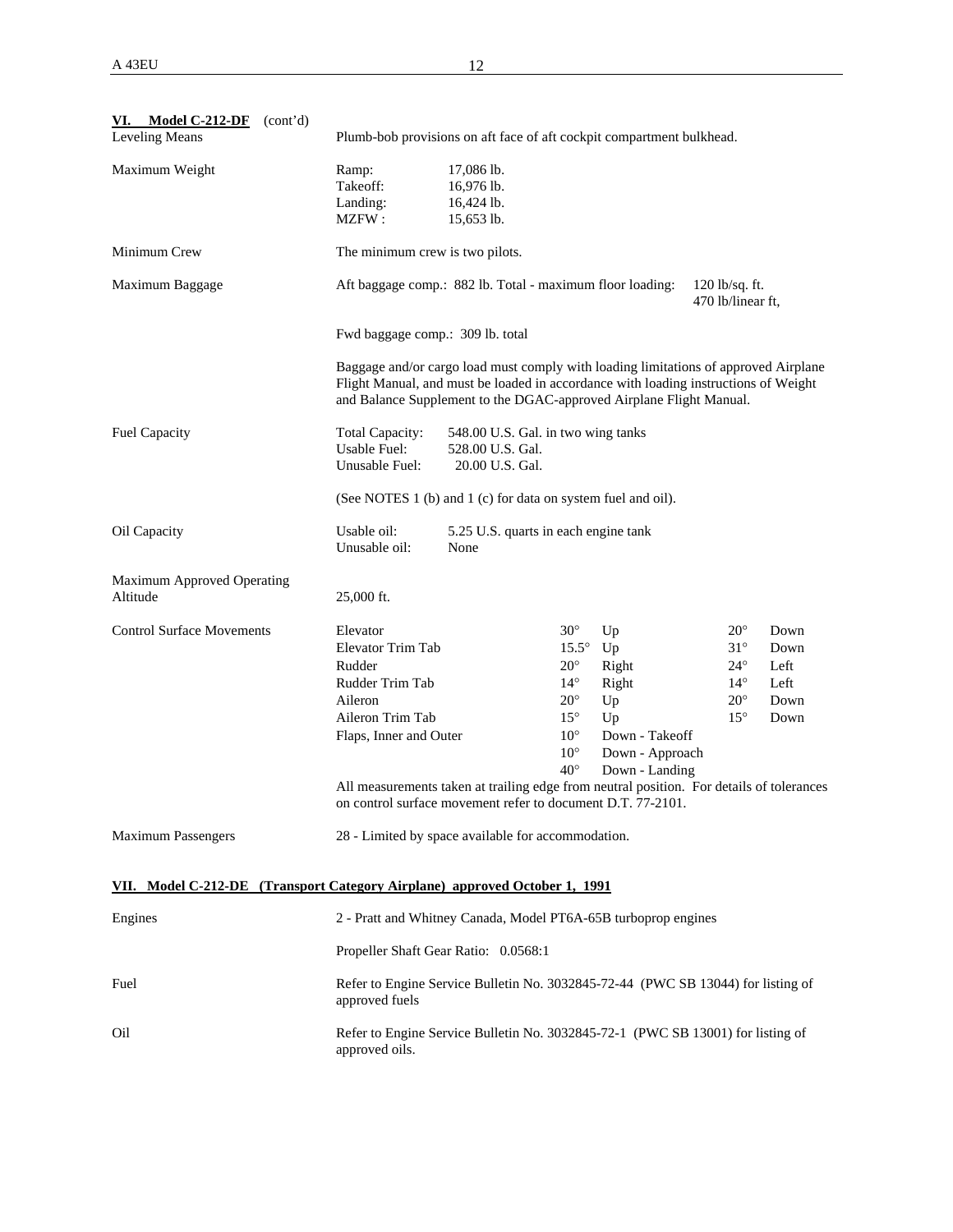**VI. Model C-212-DF** (cont'd)

| | |
|---|---|
| Leveling Means | Plumb-bob provisions on aft face of aft cockpit compartment bulkhead. |
| Maximum Weight | Ramp: 17,086 lb.<br>Takeoff: 16,976 lb.<br>Landing: 16,424 lb.<br>MZFW : 15,653 lb. |
| Minimum Crew | The minimum crew is two pilots. |
| Maximum Baggage | Aft baggage comp.: 882 lb. Total - maximum floor loading: 120 lb/sq. ft. 470 lb/linear ft,<br><br>Fwd baggage comp.: 309 lb. total<br><br>Baggage and/or cargo load must comply with loading limitations of approved Airplane Flight Manual, and must be loaded in accordance with loading instructions of Weight and Balance Supplement to the DGAC-approved Airplane Flight Manual. |
| Fuel Capacity | Total Capacity: 548.00 U.S. Gal. in two wing tanks<br>Usable Fuel: 528.00 U.S. Gal.<br>Unusable Fuel: 20.00 U.S. Gal.<br><br>(See NOTES 1 (b) and 1 (c) for data on system fuel and oil). |
| Oil Capacity | Usable oil: 5.25 U.S. quarts in each engine tank<br>Unusable oil: None |
| Maximum Approved Operating Altitude | 25,000 ft. |

Control Surface Movements

| | | | | |
|---|---|---|---|---|
| Elevator | 30° | Up | 20° | Down |
| Elevator Trim Tab | 15.5° | Up | 31° | Down |
| Rudder | 20° | Right | 24° | Left |
| Rudder Trim Tab | 14° | Right | 14° | Left |
| Aileron | 20° | Up | 20° | Down |
| Aileron Trim Tab | 15° | Up | 15° | Down |
| Flaps, Inner and Outer | 10° | Down - Takeoff | | |
| | 10° | Down - Approach | | |
| | 40° | Down - Landing | | |

All measurements taken at trailing edge from neutral position. For details of tolerances on control surface movement refer to document D.T. 77-2101.

| | |
|---|---|
| Maximum Passengers | 28 - Limited by space available for accommodation. |

## VII. Model C-212-DE (Transport Category Airplane) approved October 1, 1991

| | |
|---|---|
| Engines | 2 - Pratt and Whitney Canada, Model PT6A-65B turboprop engines<br><br>Propeller Shaft Gear Ratio: 0.0568:1 |
| Fuel | Refer to Engine Service Bulletin No. 3032845-72-44 (PWC SB 13044) for listing of approved fuels |
| Oil | Refer to Engine Service Bulletin No. 3032845-72-1 (PWC SB 13001) for listing of approved oils. |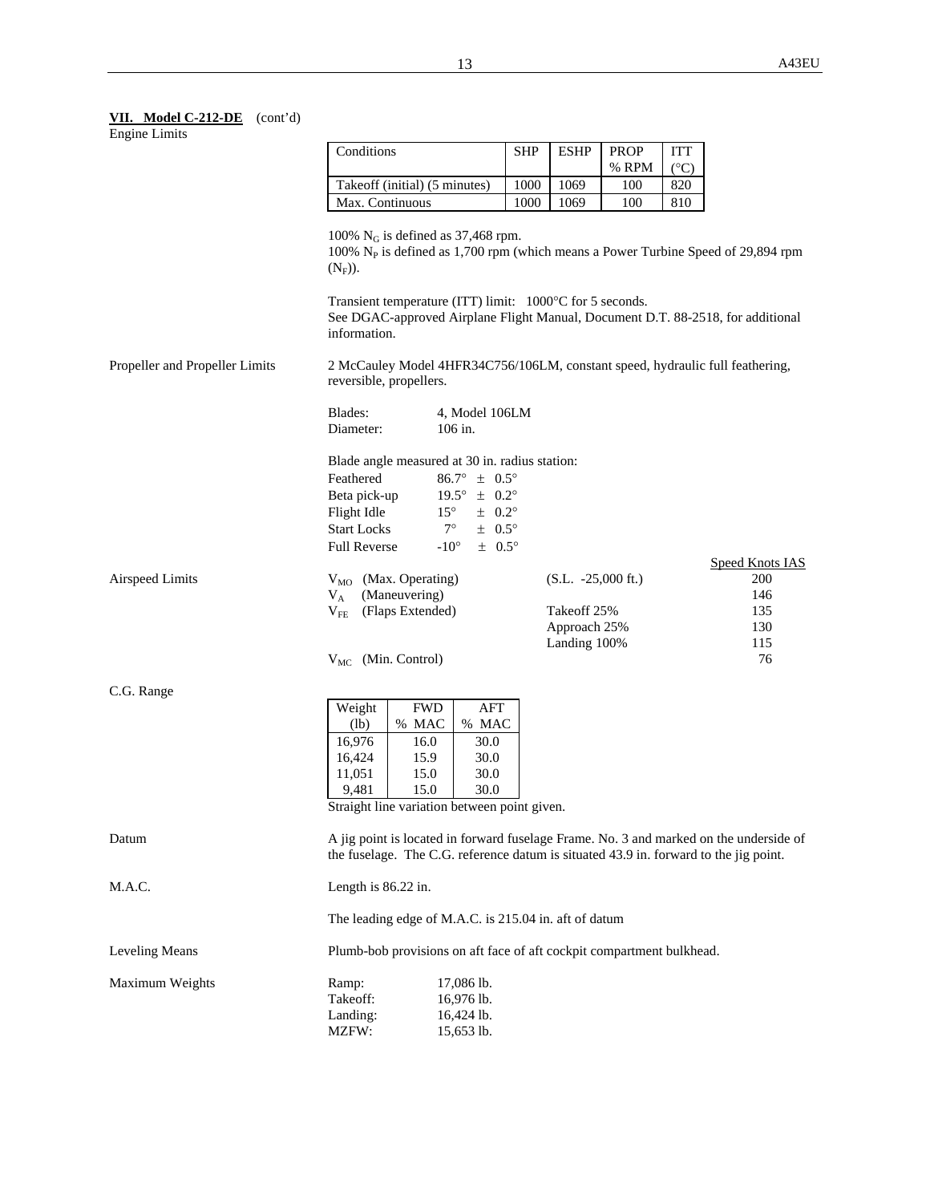**VII. Model C-212-DE** (cont'd)

Engine Limits

| Conditions | SHP | ESHP | PROP % RPM | ITT (°C) |
|---|---|---|---|---|
| Takeoff (initial) (5 minutes) | 1000 | 1069 | 100 | 820 |
| Max. Continuous | 1000 | 1069 | 100 | 810 |

100% $N_G$ is defined as 37,468 rpm.
100% $N_P$ is defined as 1,700 rpm (which means a Power Turbine Speed of 29,894 rpm ($N_F$)).

Transient temperature (ITT) limit: 1000°C for 5 seconds.
See DGAC-approved Airplane Flight Manual, Document D.T. 88-2518, for additional information.

Propeller and Propeller Limits

2 McCauley Model 4HFR34C756/106LM, constant speed, hydraulic full feathering, reversible, propellers.

Blades: 4, Model 106LM
Diameter: 106 in.

Blade angle measured at 30 in. radius station:

| | |
|---|---|
| Feathered | 86.7° ± 0.5° |
| Beta pick-up | 19.5° ± 0.2° |
| Flight Idle | 15° ± 0.2° |
| Start Locks | 7° ± 0.5° |
| Full Reverse | -10° ± 0.5° |

Airspeed Limits

| | | Speed Knots IAS |
|---|---|---|
| $V_{MO}$ (Max. Operating) | (S.L. -25,000 ft.) | 200 |
| $V_A$ (Maneuvering) | | 146 |
| $V_{FE}$ (Flaps Extended) | Takeoff 25% | 135 |
| | Approach 25% | 130 |
| | Landing 100% | 115 |
| $V_{MC}$ (Min. Control) | | 76 |

C.G. Range

| Weight (lb) | FWD % MAC | AFT % MAC |
|---|---|---|
| 16,976 | 16.0 | 30.0 |
| 16,424 | 15.9 | 30.0 |
| 11,051 | 15.0 | 30.0 |
| 9,481 | 15.0 | 30.0 |

Straight line variation between point given.

Datum

A jig point is located in forward fuselage Frame. No. 3 and marked on the underside of the fuselage. The C.G. reference datum is situated 43.9 in. forward to the jig point.

M.A.C.

Length is 86.22 in.

The leading edge of M.A.C. is 215.04 in. aft of datum

Leveling Means

Plumb-bob provisions on aft face of aft cockpit compartment bulkhead.

Maximum Weights

| | |
|---|---|
| Ramp: | 17,086 lb. |
| Takeoff: | 16,976 lb. |
| Landing: | 16,424 lb. |
| MZFW: | 15,653 lb. |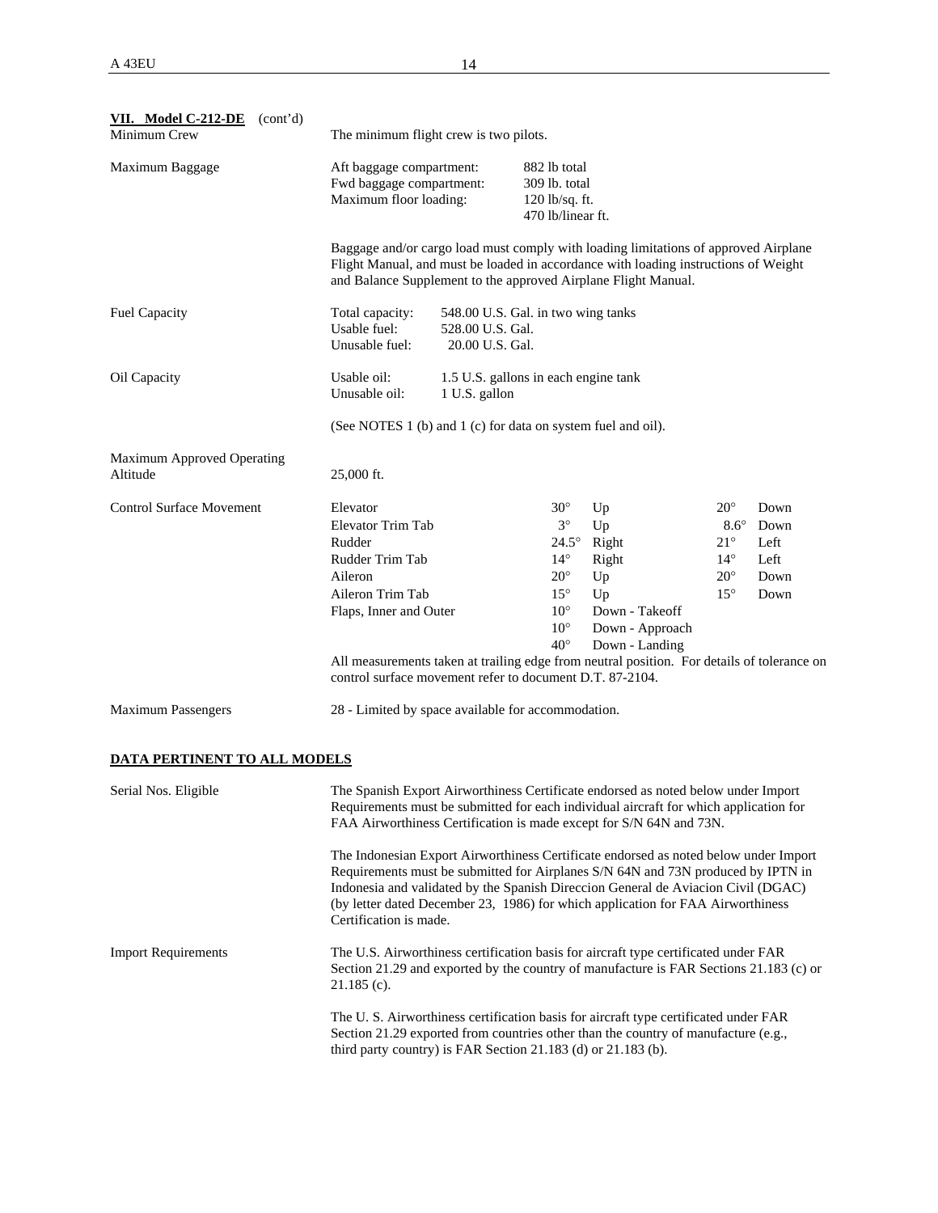**VII. Model C-212-DE** (cont'd)

| | |
|---|---|
| Minimum Crew | The minimum flight crew is two pilots. |
| Maximum Baggage | Aft baggage compartment: 882 lb total<br>Fwd baggage compartment: 309 lb. total<br>Maximum floor loading: 120 lb/sq. ft.<br>470 lb/linear ft.<br><br>Baggage and/or cargo load must comply with loading limitations of approved Airplane Flight Manual, and must be loaded in accordance with loading instructions of Weight and Balance Supplement to the approved Airplane Flight Manual. |
| Fuel Capacity | Total capacity: 548.00 U.S. Gal. in two wing tanks<br>Usable fuel: 528.00 U.S. Gal.<br>Unusable fuel: 20.00 U.S. Gal. |
| Oil Capacity | Usable oil: 1.5 U.S. gallons in each engine tank<br>Unusable oil: 1 U.S. gallon<br><br>(See NOTES 1 (b) and 1 (c) for data on system fuel and oil). |
| Maximum Approved Operating Altitude | 25,000 ft. |

Control Surface Movement

| | | | | |
|---|---|---|---|---|
| Elevator | 30° | Up | 20° | Down |
| Elevator Trim Tab | 3° | Up | 8.6° | Down |
| Rudder | 24.5° | Right | 21° | Left |
| Rudder Trim Tab | 14° | Right | 14° | Left |
| Aileron | 20° | Up | 20° | Down |
| Aileron Trim Tab | 15° | Up | 15° | Down |
| Flaps, Inner and Outer | 10° | Down - Takeoff | | |
| | 10° | Down - Approach | | |
| | 40° | Down - Landing | | |

All measurements taken at trailing edge from neutral position. For details of tolerance on control surface movement refer to document D.T. 87-2104.

Maximum Passengers: 28 - Limited by space available for accommodation.

**DATA PERTINENT TO ALL MODELS**

Serial Nos. Eligible

The Spanish Export Airworthiness Certificate endorsed as noted below under Import Requirements must be submitted for each individual aircraft for which application for FAA Airworthiness Certification is made except for S/N 64N and 73N.

The Indonesian Export Airworthiness Certificate endorsed as noted below under Import Requirements must be submitted for Airplanes S/N 64N and 73N produced by IPTN in Indonesia and validated by the Spanish Direccion General de Aviacion Civil (DGAC) (by letter dated December 23, 1986) for which application for FAA Airworthiness Certification is made.

Import Requirements

The U.S. Airworthiness certification basis for aircraft type certificated under FAR Section 21.29 and exported by the country of manufacture is FAR Sections 21.183 (c) or 21.185 (c).

The U. S. Airworthiness certification basis for aircraft type certificated under FAR Section 21.29 exported from countries other than the country of manufacture (e.g., third party country) is FAR Section 21.183 (d) or 21.183 (b).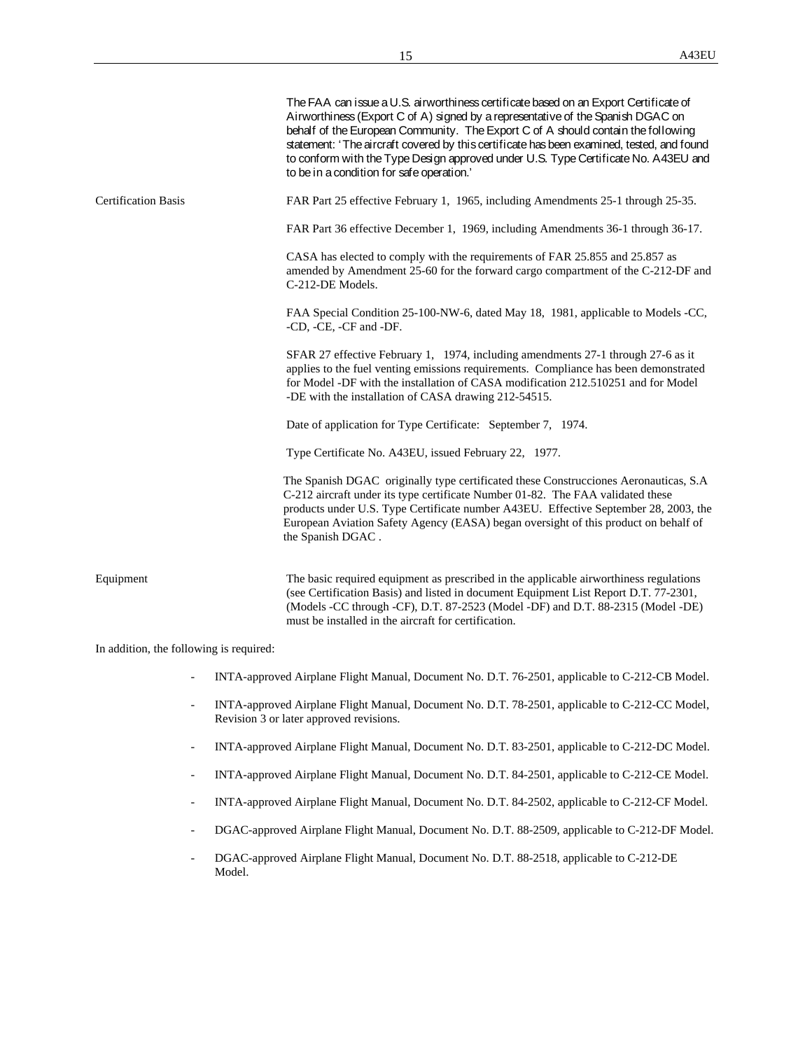The FAA can issue a U.S. airworthiness certificate based on an Export Certificate of Airworthiness (Export C of A) signed by a representative of the Spanish DGAC on behalf of the European Community. The Export C of A should contain the following statement: 'The aircraft covered by this certificate has been examined, tested, and found to conform with the Type Design approved under U.S. Type Certificate No. A43EU and to be in a condition for safe operation.'

**Certification Basis**

FAR Part 25 effective February 1, 1965, including Amendments 25-1 through 25-35.

FAR Part 36 effective December 1, 1969, including Amendments 36-1 through 36-17.

CASA has elected to comply with the requirements of FAR 25.855 and 25.857 as amended by Amendment 25-60 for the forward cargo compartment of the C-212-DF and C-212-DE Models.

FAA Special Condition 25-100-NW-6, dated May 18, 1981, applicable to Models -CC, -CD, -CE, -CF and -DF.

SFAR 27 effective February 1, 1974, including amendments 27-1 through 27-6 as it applies to the fuel venting emissions requirements. Compliance has been demonstrated for Model -DF with the installation of CASA modification 212.510251 and for Model -DE with the installation of CASA drawing 212-54515.

Date of application for Type Certificate: September 7, 1974.

Type Certificate No. A43EU, issued February 22, 1977.

The Spanish DGAC originally type certificated these Construcciones Aeronauticas, S.A C-212 aircraft under its type certificate Number 01-82. The FAA validated these products under U.S. Type Certificate number A43EU. Effective September 28, 2003, the European Aviation Safety Agency (EASA) began oversight of this product on behalf of the Spanish DGAC .

**Equipment**

The basic required equipment as prescribed in the applicable airworthiness regulations (see Certification Basis) and listed in document Equipment List Report D.T. 77-2301, (Models -CC through -CF), D.T. 87-2523 (Model -DF) and D.T. 88-2315 (Model -DE) must be installed in the aircraft for certification.

In addition, the following is required:

- INTA-approved Airplane Flight Manual, Document No. D.T. 76-2501, applicable to C-212-CB Model.
- INTA-approved Airplane Flight Manual, Document No. D.T. 78-2501, applicable to C-212-CC Model, Revision 3 or later approved revisions.
- INTA-approved Airplane Flight Manual, Document No. D.T. 83-2501, applicable to C-212-DC Model.
- INTA-approved Airplane Flight Manual, Document No. D.T. 84-2501, applicable to C-212-CE Model.
- INTA-approved Airplane Flight Manual, Document No. D.T. 84-2502, applicable to C-212-CF Model.
- DGAC-approved Airplane Flight Manual, Document No. D.T. 88-2509, applicable to C-212-DF Model.
- DGAC-approved Airplane Flight Manual, Document No. D.T. 88-2518, applicable to C-212-DE Model.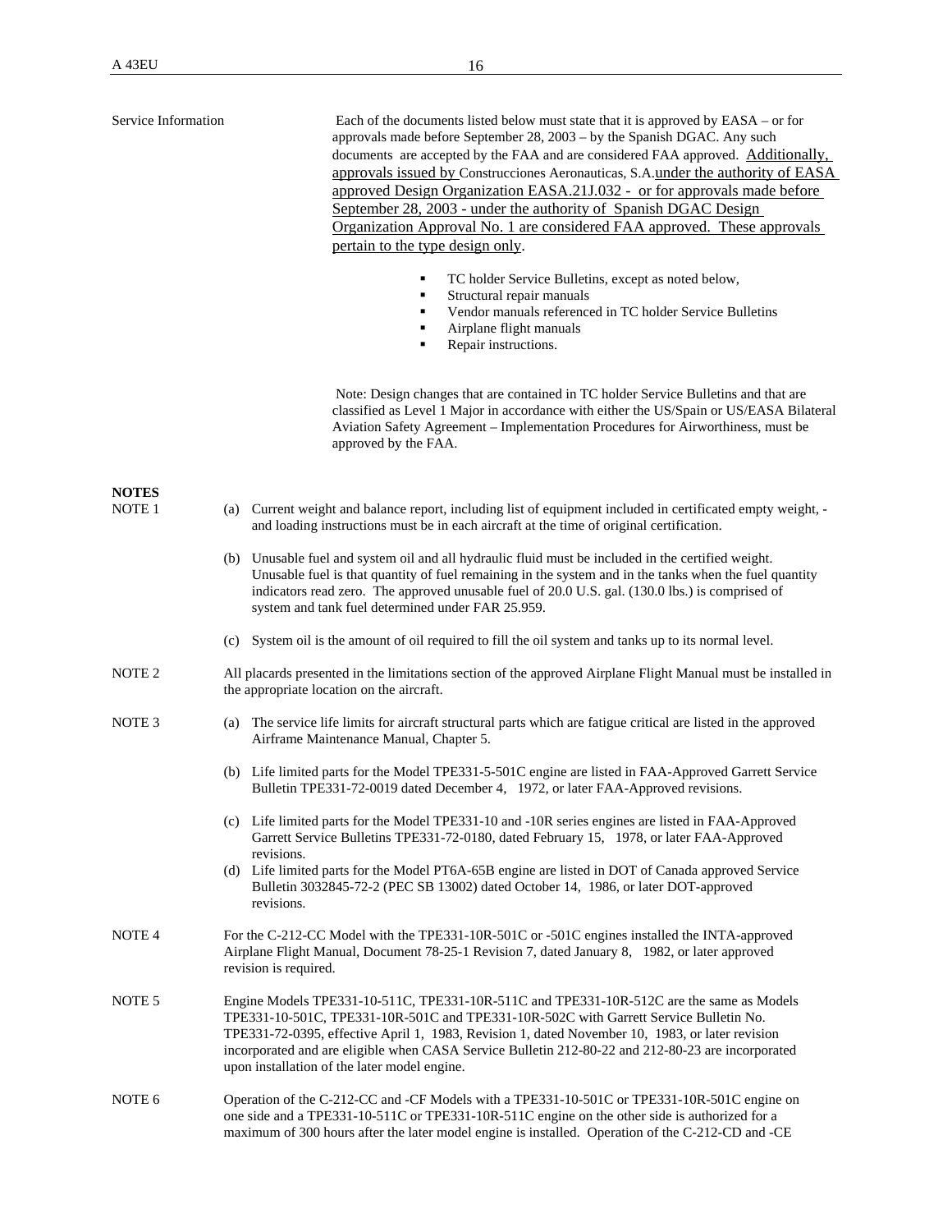Service Information

Each of the documents listed below must state that it is approved by EASA – or for approvals made before September 28, 2003 – by the Spanish DGAC. Any such documents are accepted by the FAA and are considered FAA approved. Additionally, approvals issued by Construcciones Aeronauticas, S.A. under the authority of EASA approved Design Organization EASA.21J.032 - or for approvals made before September 28, 2003 - under the authority of Spanish DGAC Design Organization Approval No. 1 are considered FAA approved. These approvals pertain to the type design only.

- TC holder Service Bulletins, except as noted below,
- Structural repair manuals
- Vendor manuals referenced in TC holder Service Bulletins
- Airplane flight manuals
- Repair instructions.

Note: Design changes that are contained in TC holder Service Bulletins and that are classified as Level 1 Major in accordance with either the US/Spain or US/EASA Bilateral Aviation Safety Agreement – Implementation Procedures for Airworthiness, must be approved by the FAA.

**NOTES**

NOTE 1

(a) Current weight and balance report, including list of equipment included in certificated empty weight, - and loading instructions must be in each aircraft at the time of original certification.

(b) Unusable fuel and system oil and all hydraulic fluid must be included in the certified weight. Unusable fuel is that quantity of fuel remaining in the system and in the tanks when the fuel quantity indicators read zero. The approved unusable fuel of 20.0 U.S. gal. (130.0 lbs.) is comprised of system and tank fuel determined under FAR 25.959.

(c) System oil is the amount of oil required to fill the oil system and tanks up to its normal level.

NOTE 2

All placards presented in the limitations section of the approved Airplane Flight Manual must be installed in the appropriate location on the aircraft.

NOTE 3

(a) The service life limits for aircraft structural parts which are fatigue critical are listed in the approved Airframe Maintenance Manual, Chapter 5.

(b) Life limited parts for the Model TPE331-5-501C engine are listed in FAA-Approved Garrett Service Bulletin TPE331-72-0019 dated December 4, 1972, or later FAA-Approved revisions.

(c) Life limited parts for the Model TPE331-10 and -10R series engines are listed in FAA-Approved Garrett Service Bulletins TPE331-72-0180, dated February 15, 1978, or later FAA-Approved revisions.

(d) Life limited parts for the Model PT6A-65B engine are listed in DOT of Canada approved Service Bulletin 3032845-72-2 (PEC SB 13002) dated October 14, 1986, or later DOT-approved revisions.

NOTE 4

For the C-212-CC Model with the TPE331-10R-501C or -501C engines installed the INTA-approved Airplane Flight Manual, Document 78-25-1 Revision 7, dated January 8, 1982, or later approved revision is required.

NOTE 5

Engine Models TPE331-10-511C, TPE331-10R-511C and TPE331-10R-512C are the same as Models TPE331-10-501C, TPE331-10R-501C and TPE331-10R-502C with Garrett Service Bulletin No. TPE331-72-0395, effective April 1, 1983, Revision 1, dated November 10, 1983, or later revision incorporated and are eligible when CASA Service Bulletin 212-80-22 and 212-80-23 are incorporated upon installation of the later model engine.

NOTE 6

Operation of the C-212-CC and -CF Models with a TPE331-10-501C or TPE331-10R-501C engine on one side and a TPE331-10-511C or TPE331-10R-511C engine on the other side is authorized for a maximum of 300 hours after the later model engine is installed. Operation of the C-212-CD and -CE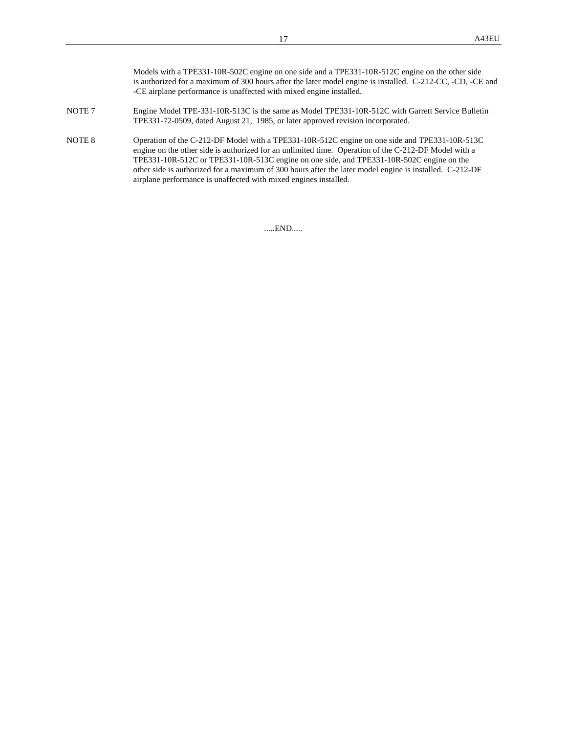Models with a TPE331-10R-502C engine on one side and a TPE331-10R-512C engine on the other side is authorized for a maximum of 300 hours after the later model engine is installed. C-212-CC, -CD, -CE and -CE airplane performance is unaffected with mixed engine installed.

NOTE 7 Engine Model TPE-331-10R-513C is the same as Model TPE331-10R-512C with Garrett Service Bulletin TPE331-72-0509, dated August 21, 1985, or later approved revision incorporated.

NOTE 8 Operation of the C-212-DF Model with a TPE331-10R-512C engine on one side and TPE331-10R-513C engine on the other side is authorized for an unlimited time. Operation of the C-212-DF Model with a TPE331-10R-512C or TPE331-10R-513C engine on one side, and TPE331-10R-502C engine on the other side is authorized for a maximum of 300 hours after the later model engine is installed. C-212-DF airplane performance is unaffected with mixed engines installed.

.....END.....